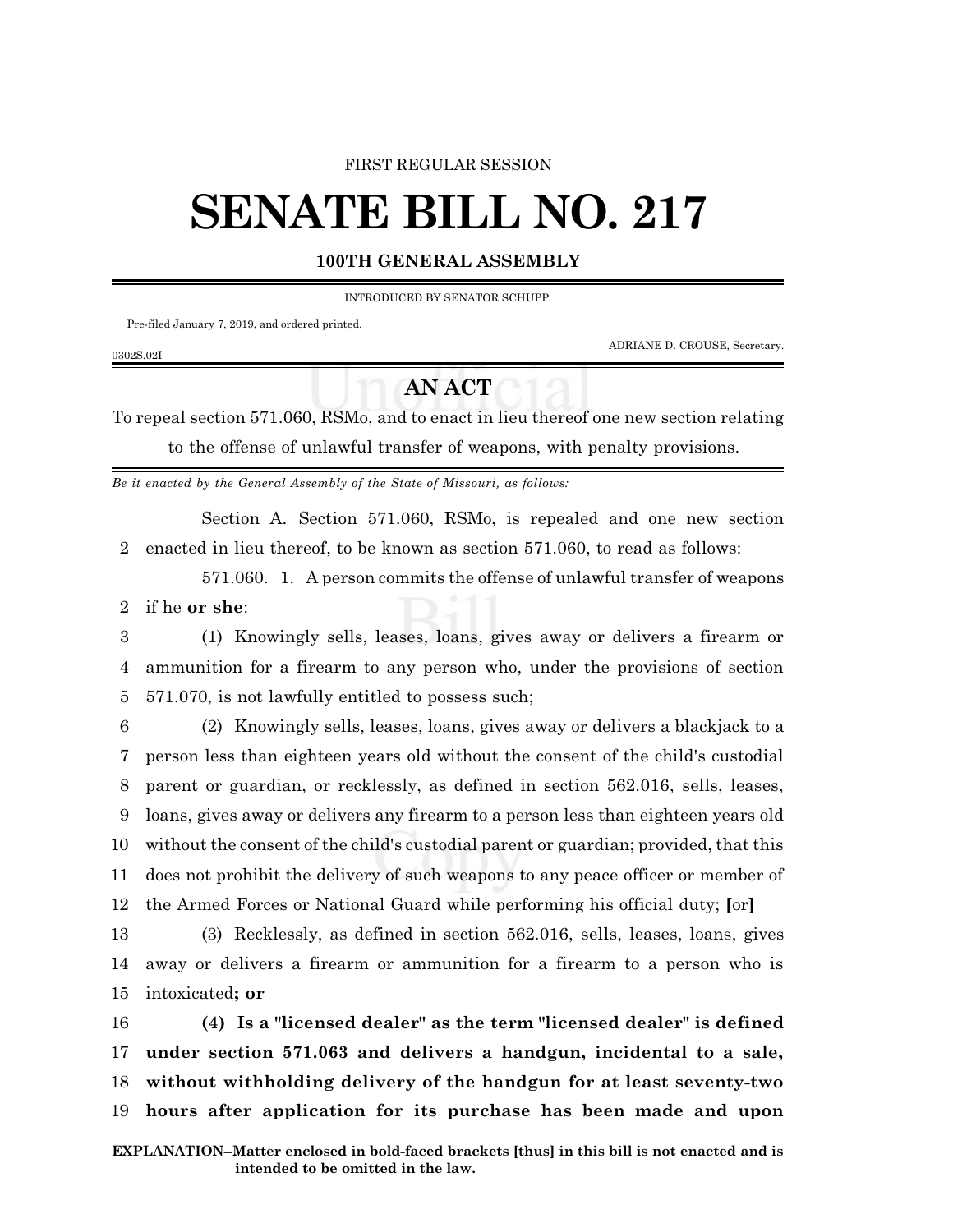FIRST REGULAR SESSION

# SENATE BILL NO. 217

**100TH GENERAL ASSEMBLY**

INTRODUCED BY SENATOR SCHUPP.

Pre-filed January 7, 2019, and ordered printed.

ADRIANE D. CROUSE, Secretary.

0302S.02I

## AN ACT

To repeal section 571.060, RSMo, and to enact in lieu thereof one new section relating to the offense of unlawful transfer of weapons, with penalty provisions.

*Be it enacted by the General Assembly of the State of Missouri, as follows:*

Section A. Section 571.060, RSMo, is repealed and one new section enacted in lieu thereof, to be known as section 571.060, to read as follows:

571.060. 1. A person commits the offense of unlawful transfer of weapons if he **or she**:

(1) Knowingly sells, leases, loans, gives away or delivers a firearm or ammunition for a firearm to any person who, under the provisions of section 571.070, is not lawfully entitled to possess such;

(2) Knowingly sells, leases, loans, gives away or delivers a blackjack to a person less than eighteen years old without the consent of the child's custodial parent or guardian, or recklessly, as defined in section 562.016, sells, leases, loans, gives away or delivers any firearm to a person less than eighteen years old without the consent of the child's custodial parent or guardian; provided, that this does not prohibit the delivery of such weapons to any peace officer or member of the Armed Forces or National Guard while performing his official duty; **[**or**]**

(3) Recklessly, as defined in section 562.016, sells, leases, loans, gives away or delivers a firearm or ammunition for a firearm to a person who is intoxicated**; or**

**(4) Is a "licensed dealer" as the term "licensed dealer" is defined under section 571.063 and delivers a handgun, incidental to a sale, without withholding delivery of the handgun for at least seventy-two hours after application for its purchase has been made and upon**

**EXPLANATION–Matter enclosed in bold-faced brackets [thus] in this bill is not enacted and is intended to be omitted in the law.**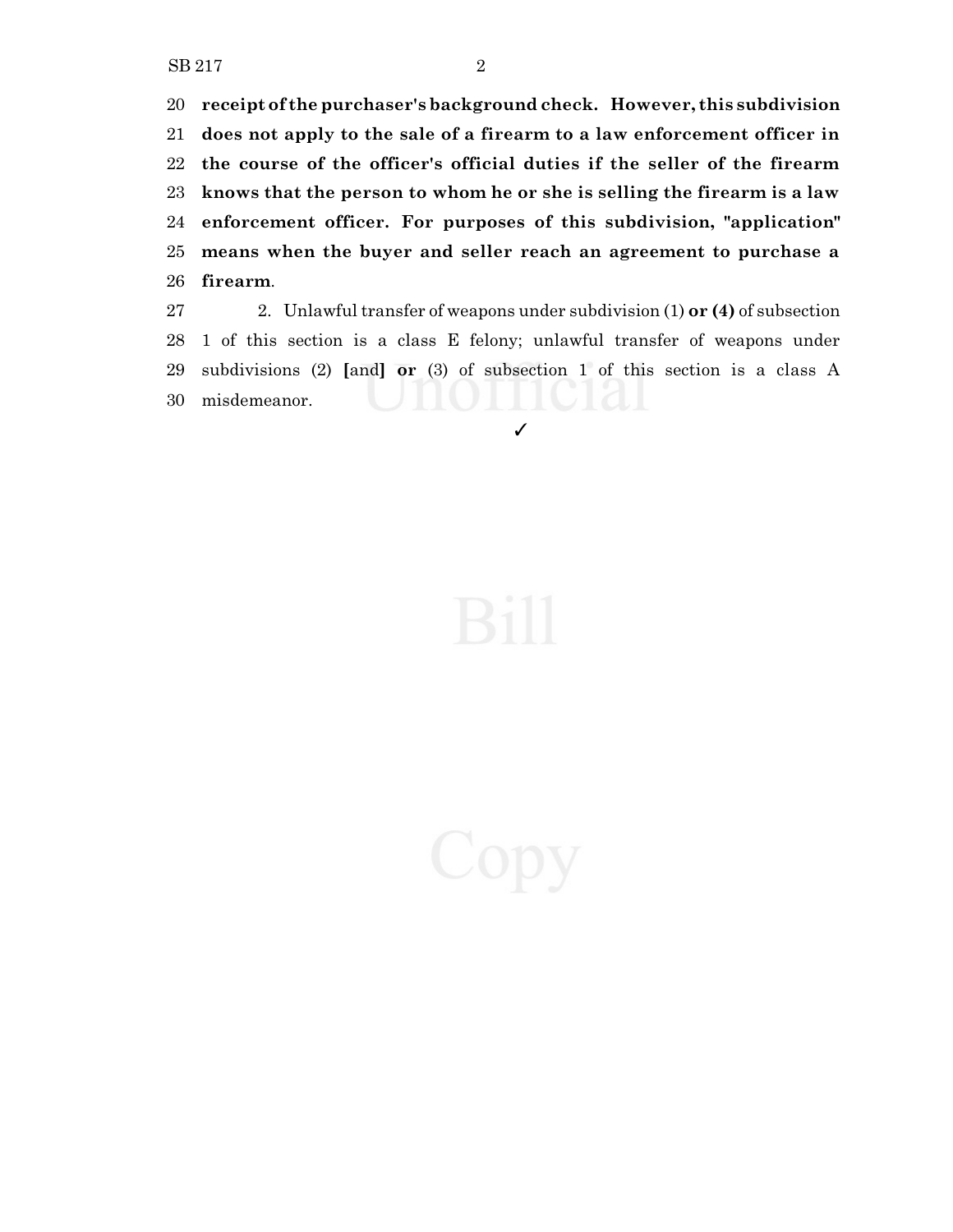**receipt of the purchaser's background check. However, this subdivision does not apply to the sale of a firearm to a law enforcement officer in the course of the officer's official duties if the seller of the firearm knows that the person to whom he or she is selling the firearm is a law enforcement officer. For purposes of this subdivision, "application" means when the buyer and seller reach an agreement to purchase a firearm**.

2. Unlawful transfer of weapons under subdivision (1) **or (4)** of subsection 1 of this section is a class E felony; unlawful transfer of weapons under subdivisions (2) **[**and**]** **or** (3) of subsection 1 of this section is a class A misdemeanor.

✓